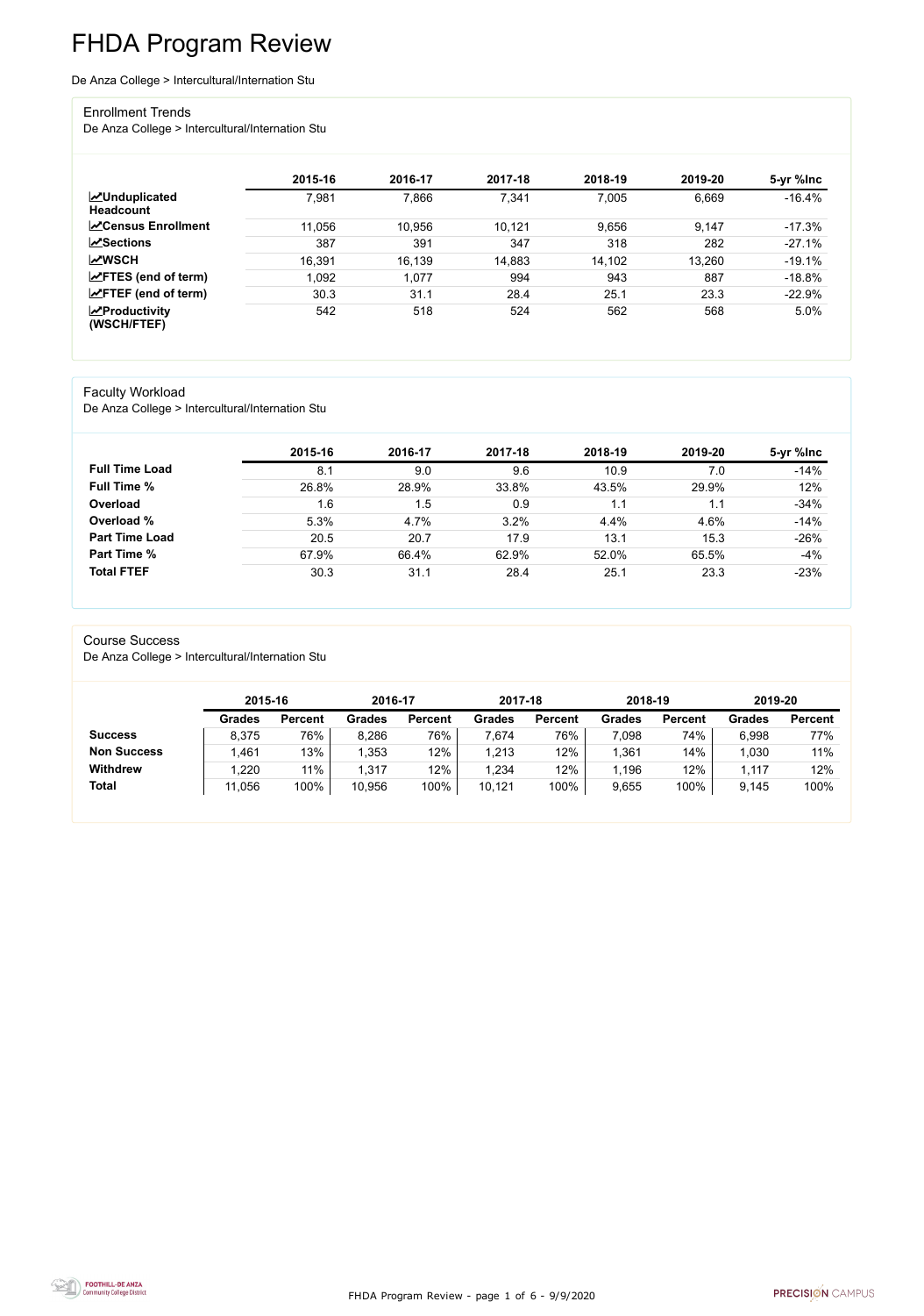# FHDA Program Review

De Anza College > Intercultural/Internation Stu

## Enrollment Trends

De Anza College > Intercultural/Internation Stu

| | 2015-16 | 2016-17 | 2017-18 | 2018-19 | 2019-20 | 5-yr %Inc |
|---|---|---|---|---|---|---|
| **Unduplicated Headcount** | 7,981 | 7,866 | 7,341 | 7,005 | 6,669 | -16.4% |
| **Census Enrollment** | 11,056 | 10,956 | 10,121 | 9,656 | 9,147 | -17.3% |
| **Sections** | 387 | 391 | 347 | 318 | 282 | -27.1% |
| **WSCH** | 16,391 | 16,139 | 14,883 | 14,102 | 13,260 | -19.1% |
| **FTES (end of term)** | 1,092 | 1,077 | 994 | 943 | 887 | -18.8% |
| **FTEF (end of term)** | 30.3 | 31.1 | 28.4 | 25.1 | 23.3 | -22.9% |
| **Productivity (WSCH/FTEF)** | 542 | 518 | 524 | 562 | 568 | 5.0% |

## Faculty Workload

De Anza College > Intercultural/Internation Stu

| | 2015-16 | 2016-17 | 2017-18 | 2018-19 | 2019-20 | 5-yr %Inc |
|---|---|---|---|---|---|---|
| **Full Time Load** | 8.1 | 9.0 | 9.6 | 10.9 | 7.0 | -14% |
| **Full Time %** | 26.8% | 28.9% | 33.8% | 43.5% | 29.9% | 12% |
| **Overload** | 1.6 | 1.5 | 0.9 | 1.1 | 1.1 | -34% |
| **Overload %** | 5.3% | 4.7% | 3.2% | 4.4% | 4.6% | -14% |
| **Part Time Load** | 20.5 | 20.7 | 17.9 | 13.1 | 15.3 | -26% |
| **Part Time %** | 67.9% | 66.4% | 62.9% | 52.0% | 65.5% | -4% |
| **Total FTEF** | 30.3 | 31.1 | 28.4 | 25.1 | 23.3 | -23% |

## Course Success

De Anza College > Intercultural/Internation Stu

| | 2015-16 | | 2016-17 | | 2017-18 | | 2018-19 | | 2019-20 | |
|---|---|---|---|---|---|---|---|---|---|---|
| | Grades | Percent | Grades | Percent | Grades | Percent | Grades | Percent | Grades | Percent |
| **Success** | 8,375 | 76% | 8,286 | 76% | 7,674 | 76% | 7,098 | 74% | 6,998 | 77% |
| **Non Success** | 1,461 | 13% | 1,353 | 12% | 1,213 | 12% | 1,361 | 14% | 1,030 | 11% |
| **Withdrew** | 1,220 | 11% | 1,317 | 12% | 1,234 | 12% | 1,196 | 12% | 1,117 | 12% |
| **Total** | 11,056 | 100% | 10,956 | 100% | 10,121 | 100% | 9,655 | 100% | 9,145 | 100% |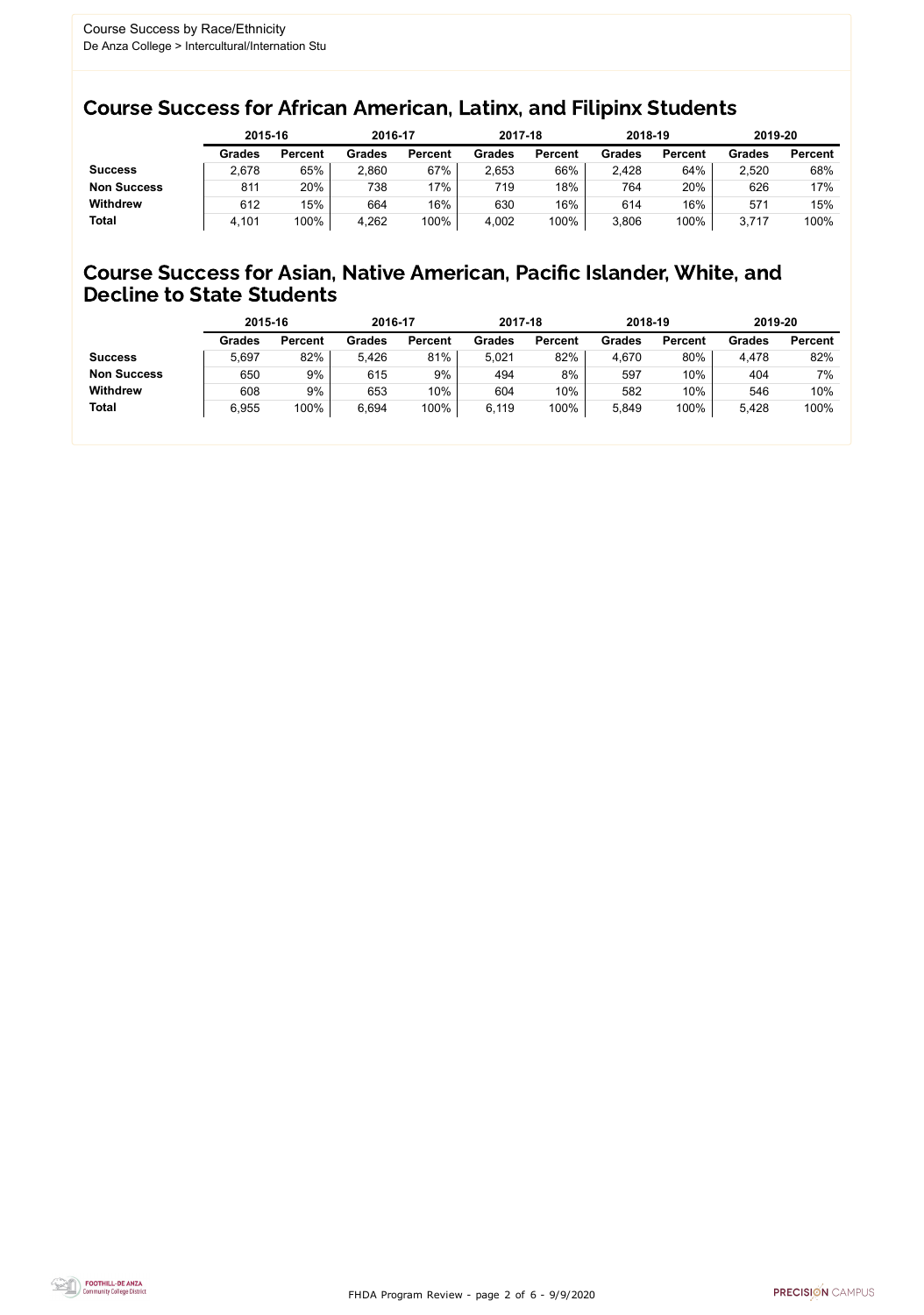Course Success by Race/Ethnicity
De Anza College > Intercultural/Internation Stu

## Course Success for African American, Latinx, and Filipinx Students

| | 2015-16 | | 2016-17 | | 2017-18 | | 2018-19 | | 2019-20 | |
|---|---|---|---|---|---|---|---|---|---|---|
| | Grades | Percent | Grades | Percent | Grades | Percent | Grades | Percent | Grades | Percent |
| **Success** | 2,678 | 65% | 2,860 | 67% | 2,653 | 66% | 2,428 | 64% | 2,520 | 68% |
| **Non Success** | 811 | 20% | 738 | 17% | 719 | 18% | 764 | 20% | 626 | 17% |
| **Withdrew** | 612 | 15% | 664 | 16% | 630 | 16% | 614 | 16% | 571 | 15% |
| **Total** | 4,101 | 100% | 4,262 | 100% | 4,002 | 100% | 3,806 | 100% | 3,717 | 100% |

## Course Success for Asian, Native American, Pacific Islander, White, and Decline to State Students

| | 2015-16 | | 2016-17 | | 2017-18 | | 2018-19 | | 2019-20 | |
|---|---|---|---|---|---|---|---|---|---|---|
| | Grades | Percent | Grades | Percent | Grades | Percent | Grades | Percent | Grades | Percent |
| **Success** | 5,697 | 82% | 5,426 | 81% | 5,021 | 82% | 4,670 | 80% | 4,478 | 82% |
| **Non Success** | 650 | 9% | 615 | 9% | 494 | 8% | 597 | 10% | 404 | 7% |
| **Withdrew** | 608 | 9% | 653 | 10% | 604 | 10% | 582 | 10% | 546 | 10% |
| **Total** | 6,955 | 100% | 6,694 | 100% | 6,119 | 100% | 5,849 | 100% | 5,428 | 100% |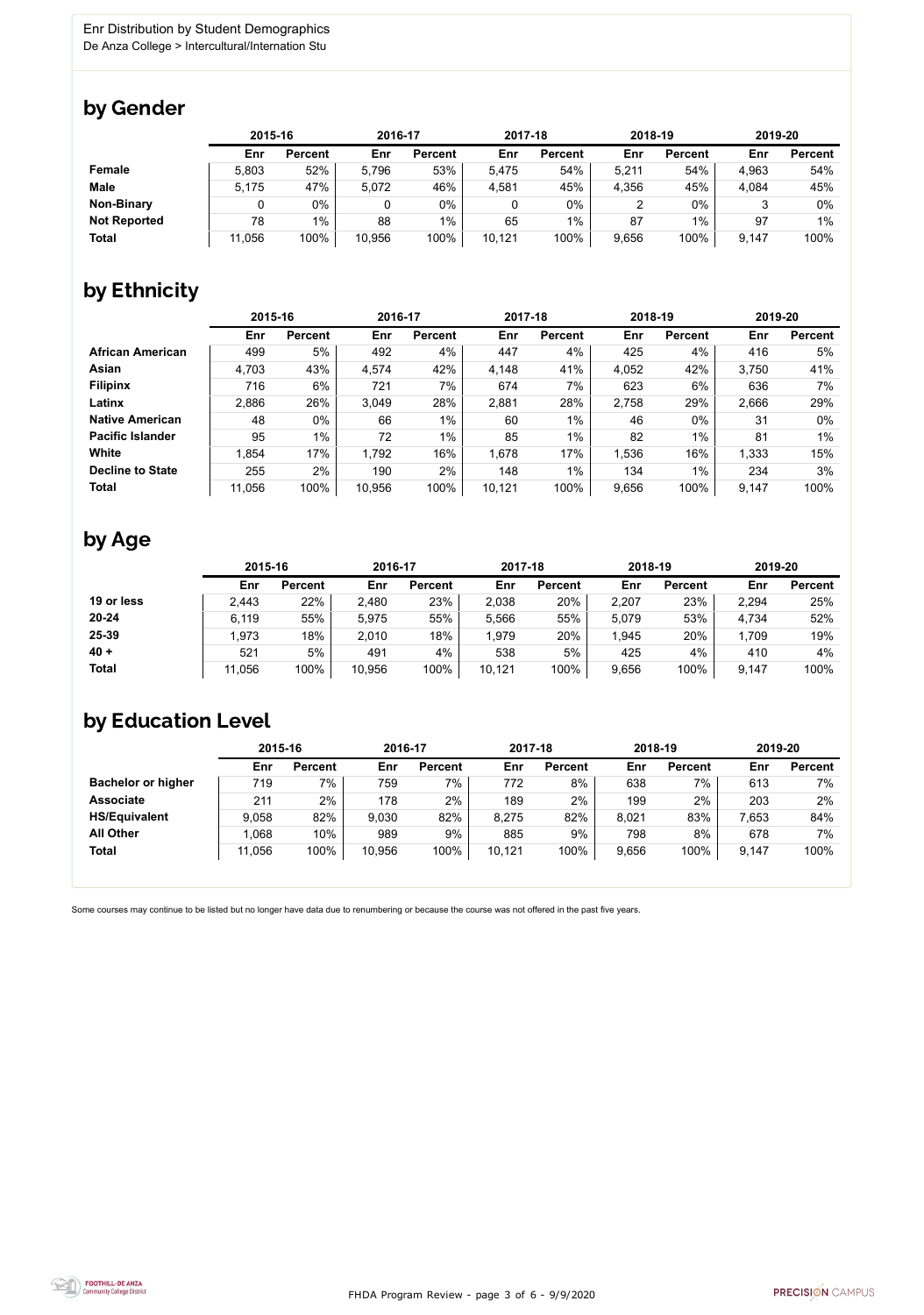Enr Distribution by Student Demographics
De Anza College > Intercultural/Internation Stu

## by Gender

| | 2015-16 | | 2016-17 | | 2017-18 | | 2018-19 | | 2019-20 | |
|---|---|---|---|---|---|---|---|---|---|---|
| | Enr | Percent | Enr | Percent | Enr | Percent | Enr | Percent | Enr | Percent |
| **Female** | 5,803 | 52% | 5,796 | 53% | 5,475 | 54% | 5,211 | 54% | 4,963 | 54% |
| **Male** | 5,175 | 47% | 5,072 | 46% | 4,581 | 45% | 4,356 | 45% | 4,084 | 45% |
| **Non-Binary** | 0 | 0% | 0 | 0% | 0 | 0% | 2 | 0% | 3 | 0% |
| **Not Reported** | 78 | 1% | 88 | 1% | 65 | 1% | 87 | 1% | 97 | 1% |
| **Total** | 11,056 | 100% | 10,956 | 100% | 10,121 | 100% | 9,656 | 100% | 9,147 | 100% |

## by Ethnicity

| | 2015-16 | | 2016-17 | | 2017-18 | | 2018-19 | | 2019-20 | |
|---|---|---|---|---|---|---|---|---|---|---|
| | Enr | Percent | Enr | Percent | Enr | Percent | Enr | Percent | Enr | Percent |
| **African American** | 499 | 5% | 492 | 4% | 447 | 4% | 425 | 4% | 416 | 5% |
| **Asian** | 4,703 | 43% | 4,574 | 42% | 4,148 | 41% | 4,052 | 42% | 3,750 | 41% |
| **Filipinx** | 716 | 6% | 721 | 7% | 674 | 7% | 623 | 6% | 636 | 7% |
| **Latinx** | 2,886 | 26% | 3,049 | 28% | 2,881 | 28% | 2,758 | 29% | 2,666 | 29% |
| **Native American** | 48 | 0% | 66 | 1% | 60 | 1% | 46 | 0% | 31 | 0% |
| **Pacific Islander** | 95 | 1% | 72 | 1% | 85 | 1% | 82 | 1% | 81 | 1% |
| **White** | 1,854 | 17% | 1,792 | 16% | 1,678 | 17% | 1,536 | 16% | 1,333 | 15% |
| **Decline to State** | 255 | 2% | 190 | 2% | 148 | 1% | 134 | 1% | 234 | 3% |
| **Total** | 11,056 | 100% | 10,956 | 100% | 10,121 | 100% | 9,656 | 100% | 9,147 | 100% |

## by Age

| | 2015-16 | | 2016-17 | | 2017-18 | | 2018-19 | | 2019-20 | |
|---|---|---|---|---|---|---|---|---|---|---|
| | Enr | Percent | Enr | Percent | Enr | Percent | Enr | Percent | Enr | Percent |
| **19 or less** | 2,443 | 22% | 2,480 | 23% | 2,038 | 20% | 2,207 | 23% | 2,294 | 25% |
| **20-24** | 6,119 | 55% | 5,975 | 55% | 5,566 | 55% | 5,079 | 53% | 4,734 | 52% |
| **25-39** | 1,973 | 18% | 2,010 | 18% | 1,979 | 20% | 1,945 | 20% | 1,709 | 19% |
| **40 +** | 521 | 5% | 491 | 4% | 538 | 5% | 425 | 4% | 410 | 4% |
| **Total** | 11,056 | 100% | 10,956 | 100% | 10,121 | 100% | 9,656 | 100% | 9,147 | 100% |

## by Education Level

| | 2015-16 | | 2016-17 | | 2017-18 | | 2018-19 | | 2019-20 | |
|---|---|---|---|---|---|---|---|---|---|---|
| | Enr | Percent | Enr | Percent | Enr | Percent | Enr | Percent | Enr | Percent |
| **Bachelor or higher** | 719 | 7% | 759 | 7% | 772 | 8% | 638 | 7% | 613 | 7% |
| **Associate** | 211 | 2% | 178 | 2% | 189 | 2% | 199 | 2% | 203 | 2% |
| **HS/Equivalent** | 9,058 | 82% | 9,030 | 82% | 8,275 | 82% | 8,021 | 83% | 7,653 | 84% |
| **All Other** | 1,068 | 10% | 989 | 9% | 885 | 9% | 798 | 8% | 678 | 7% |
| **Total** | 11,056 | 100% | 10,956 | 100% | 10,121 | 100% | 9,656 | 100% | 9,147 | 100% |

Some courses may continue to be listed but no longer have data due to renumbering or because the course was not offered in the past five years.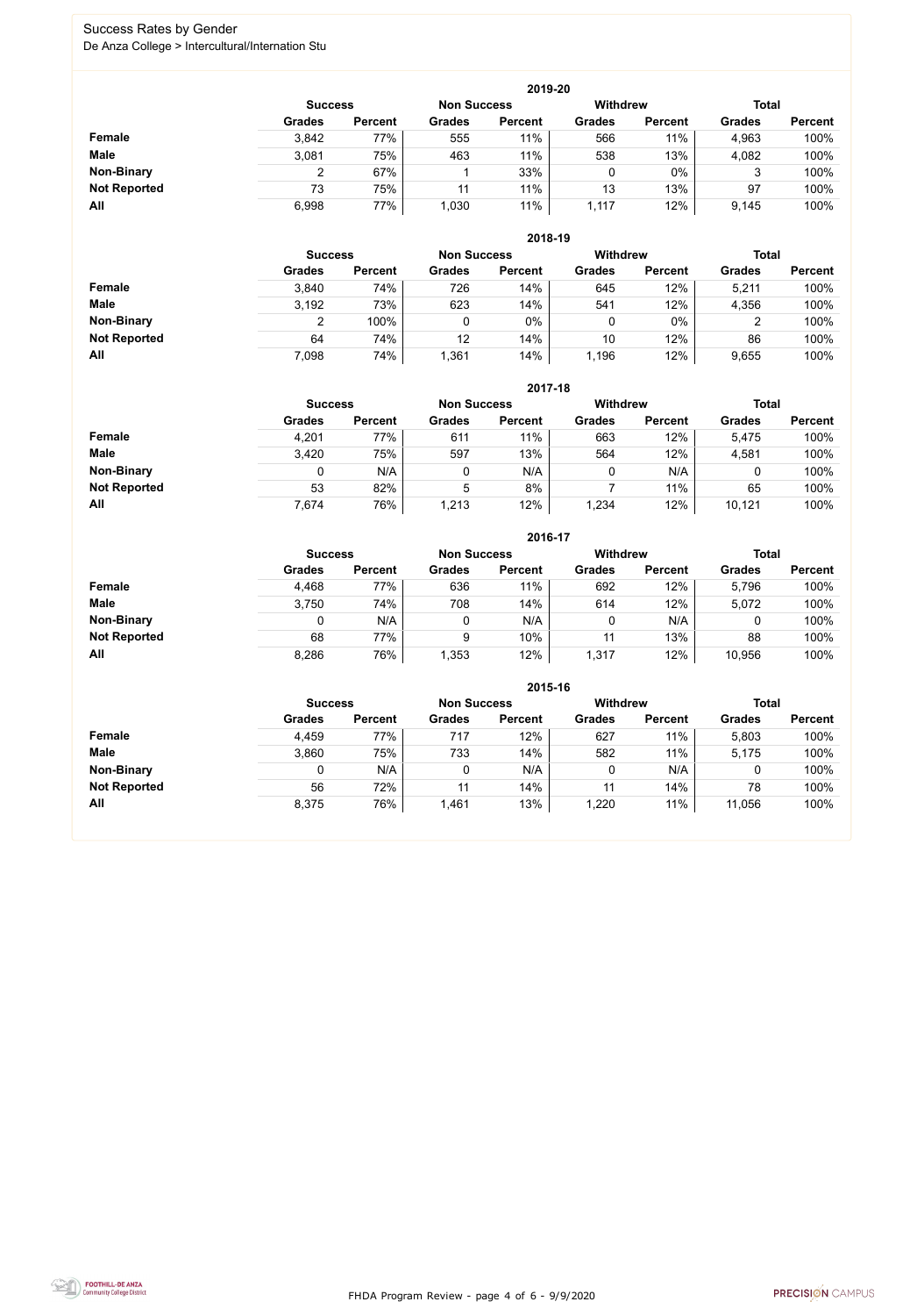# Success Rates by Gender

De Anza College > Intercultural/Internation Stu

## 2019-20

| | Success | | Non Success | | Withdrew | | Total | |
|---|---|---|---|---|---|---|---|---|
| | Grades | Percent | Grades | Percent | Grades | Percent | Grades | Percent |
| **Female** | 3,842 | 77% | 555 | 11% | 566 | 11% | 4,963 | 100% |
| **Male** | 3,081 | 75% | 463 | 11% | 538 | 13% | 4,082 | 100% |
| **Non-Binary** | 2 | 67% | 1 | 33% | 0 | 0% | 3 | 100% |
| **Not Reported** | 73 | 75% | 11 | 11% | 13 | 13% | 97 | 100% |
| **All** | 6,998 | 77% | 1,030 | 11% | 1,117 | 12% | 9,145 | 100% |

## 2018-19

| | Success | | Non Success | | Withdrew | | Total | |
|---|---|---|---|---|---|---|---|---|
| | Grades | Percent | Grades | Percent | Grades | Percent | Grades | Percent |
| **Female** | 3,840 | 74% | 726 | 14% | 645 | 12% | 5,211 | 100% |
| **Male** | 3,192 | 73% | 623 | 14% | 541 | 12% | 4,356 | 100% |
| **Non-Binary** | 2 | 100% | 0 | 0% | 0 | 0% | 2 | 100% |
| **Not Reported** | 64 | 74% | 12 | 14% | 10 | 12% | 86 | 100% |
| **All** | 7,098 | 74% | 1,361 | 14% | 1,196 | 12% | 9,655 | 100% |

## 2017-18

| | Success | | Non Success | | Withdrew | | Total | |
|---|---|---|---|---|---|---|---|---|
| | Grades | Percent | Grades | Percent | Grades | Percent | Grades | Percent |
| **Female** | 4,201 | 77% | 611 | 11% | 663 | 12% | 5,475 | 100% |
| **Male** | 3,420 | 75% | 597 | 13% | 564 | 12% | 4,581 | 100% |
| **Non-Binary** | 0 | N/A | 0 | N/A | 0 | N/A | 0 | 100% |
| **Not Reported** | 53 | 82% | 5 | 8% | 7 | 11% | 65 | 100% |
| **All** | 7,674 | 76% | 1,213 | 12% | 1,234 | 12% | 10,121 | 100% |

## 2016-17

| | Success | | Non Success | | Withdrew | | Total | |
|---|---|---|---|---|---|---|---|---|
| | Grades | Percent | Grades | Percent | Grades | Percent | Grades | Percent |
| **Female** | 4,468 | 77% | 636 | 11% | 692 | 12% | 5,796 | 100% |
| **Male** | 3,750 | 74% | 708 | 14% | 614 | 12% | 5,072 | 100% |
| **Non-Binary** | 0 | N/A | 0 | N/A | 0 | N/A | 0 | 100% |
| **Not Reported** | 68 | 77% | 9 | 10% | 11 | 13% | 88 | 100% |
| **All** | 8,286 | 76% | 1,353 | 12% | 1,317 | 12% | 10,956 | 100% |

## 2015-16

| | Success | | Non Success | | Withdrew | | Total | |
|---|---|---|---|---|---|---|---|---|
| | Grades | Percent | Grades | Percent | Grades | Percent | Grades | Percent |
| **Female** | 4,459 | 77% | 717 | 12% | 627 | 11% | 5,803 | 100% |
| **Male** | 3,860 | 75% | 733 | 14% | 582 | 11% | 5,175 | 100% |
| **Non-Binary** | 0 | N/A | 0 | N/A | 0 | N/A | 0 | 100% |
| **Not Reported** | 56 | 72% | 11 | 14% | 11 | 14% | 78 | 100% |
| **All** | 8,375 | 76% | 1,461 | 13% | 1,220 | 11% | 11,056 | 100% |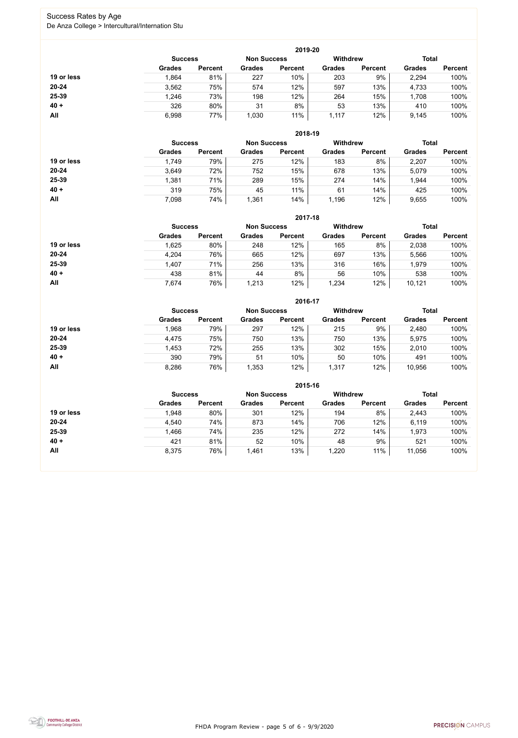Success Rates by Age

De Anza College > Intercultural/Internation Stu

**2019-20**

| | Success | | Non Success | | Withdrew | | Total | |
|---|---|---|---|---|---|---|---|---|
| | Grades | Percent | Grades | Percent | Grades | Percent | Grades | Percent |
| **19 or less** | 1,864 | 81% | 227 | 10% | 203 | 9% | 2,294 | 100% |
| **20-24** | 3,562 | 75% | 574 | 12% | 597 | 13% | 4,733 | 100% |
| **25-39** | 1,246 | 73% | 198 | 12% | 264 | 15% | 1,708 | 100% |
| **40 +** | 326 | 80% | 31 | 8% | 53 | 13% | 410 | 100% |
| **All** | 6,998 | 77% | 1,030 | 11% | 1,117 | 12% | 9,145 | 100% |

**2018-19**

| | Success | | Non Success | | Withdrew | | Total | |
|---|---|---|---|---|---|---|---|---|
| | Grades | Percent | Grades | Percent | Grades | Percent | Grades | Percent |
| **19 or less** | 1,749 | 79% | 275 | 12% | 183 | 8% | 2,207 | 100% |
| **20-24** | 3,649 | 72% | 752 | 15% | 678 | 13% | 5,079 | 100% |
| **25-39** | 1,381 | 71% | 289 | 15% | 274 | 14% | 1,944 | 100% |
| **40 +** | 319 | 75% | 45 | 11% | 61 | 14% | 425 | 100% |
| **All** | 7,098 | 74% | 1,361 | 14% | 1,196 | 12% | 9,655 | 100% |

**2017-18**

| | Success | | Non Success | | Withdrew | | Total | |
|---|---|---|---|---|---|---|---|---|
| | Grades | Percent | Grades | Percent | Grades | Percent | Grades | Percent |
| **19 or less** | 1,625 | 80% | 248 | 12% | 165 | 8% | 2,038 | 100% |
| **20-24** | 4,204 | 76% | 665 | 12% | 697 | 13% | 5,566 | 100% |
| **25-39** | 1,407 | 71% | 256 | 13% | 316 | 16% | 1,979 | 100% |
| **40 +** | 438 | 81% | 44 | 8% | 56 | 10% | 538 | 100% |
| **All** | 7,674 | 76% | 1,213 | 12% | 1,234 | 12% | 10,121 | 100% |

**2016-17**

| | Success | | Non Success | | Withdrew | | Total | |
|---|---|---|---|---|---|---|---|---|
| | Grades | Percent | Grades | Percent | Grades | Percent | Grades | Percent |
| **19 or less** | 1,968 | 79% | 297 | 12% | 215 | 9% | 2,480 | 100% |
| **20-24** | 4,475 | 75% | 750 | 13% | 750 | 13% | 5,975 | 100% |
| **25-39** | 1,453 | 72% | 255 | 13% | 302 | 15% | 2,010 | 100% |
| **40 +** | 390 | 79% | 51 | 10% | 50 | 10% | 491 | 100% |
| **All** | 8,286 | 76% | 1,353 | 12% | 1,317 | 12% | 10,956 | 100% |

**2015-16**

| | Success | | Non Success | | Withdrew | | Total | |
|---|---|---|---|---|---|---|---|---|
| | Grades | Percent | Grades | Percent | Grades | Percent | Grades | Percent |
| **19 or less** | 1,948 | 80% | 301 | 12% | 194 | 8% | 2,443 | 100% |
| **20-24** | 4,540 | 74% | 873 | 14% | 706 | 12% | 6,119 | 100% |
| **25-39** | 1,466 | 74% | 235 | 12% | 272 | 14% | 1,973 | 100% |
| **40 +** | 421 | 81% | 52 | 10% | 48 | 9% | 521 | 100% |
| **All** | 8,375 | 76% | 1,461 | 13% | 1,220 | 11% | 11,056 | 100% |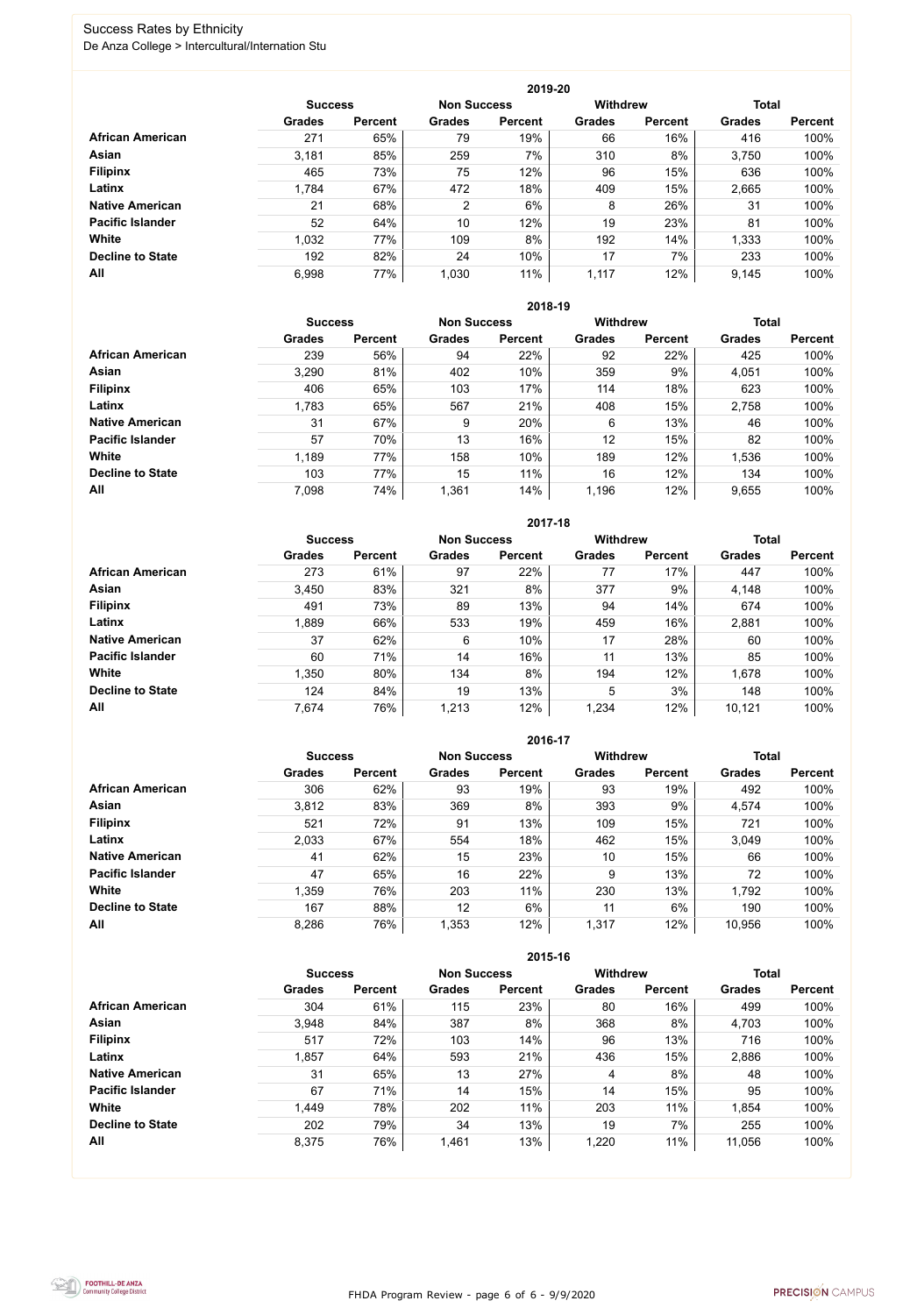# Success Rates by Ethnicity

De Anza College > Intercultural/Internation Stu

| 2019-20 | Success | | Non Success | | Withdrew | | Total | |
|---|---|---|---|---|---|---|---|---|
| | Grades | Percent | Grades | Percent | Grades | Percent | Grades | Percent |
| **African American** | 271 | 65% | 79 | 19% | 66 | 16% | 416 | 100% |
| **Asian** | 3,181 | 85% | 259 | 7% | 310 | 8% | 3,750 | 100% |
| **Filipinx** | 465 | 73% | 75 | 12% | 96 | 15% | 636 | 100% |
| **Latinx** | 1,784 | 67% | 472 | 18% | 409 | 15% | 2,665 | 100% |
| **Native American** | 21 | 68% | 2 | 6% | 8 | 26% | 31 | 100% |
| **Pacific Islander** | 52 | 64% | 10 | 12% | 19 | 23% | 81 | 100% |
| **White** | 1,032 | 77% | 109 | 8% | 192 | 14% | 1,333 | 100% |
| **Decline to State** | 192 | 82% | 24 | 10% | 17 | 7% | 233 | 100% |
| **All** | 6,998 | 77% | 1,030 | 11% | 1,117 | 12% | 9,145 | 100% |

| 2018-19 | Success | | Non Success | | Withdrew | | Total | |
|---|---|---|---|---|---|---|---|---|
| | Grades | Percent | Grades | Percent | Grades | Percent | Grades | Percent |
| **African American** | 239 | 56% | 94 | 22% | 92 | 22% | 425 | 100% |
| **Asian** | 3,290 | 81% | 402 | 10% | 359 | 9% | 4,051 | 100% |
| **Filipinx** | 406 | 65% | 103 | 17% | 114 | 18% | 623 | 100% |
| **Latinx** | 1,783 | 65% | 567 | 21% | 408 | 15% | 2,758 | 100% |
| **Native American** | 31 | 67% | 9 | 20% | 6 | 13% | 46 | 100% |
| **Pacific Islander** | 57 | 70% | 13 | 16% | 12 | 15% | 82 | 100% |
| **White** | 1,189 | 77% | 158 | 10% | 189 | 12% | 1,536 | 100% |
| **Decline to State** | 103 | 77% | 15 | 11% | 16 | 12% | 134 | 100% |
| **All** | 7,098 | 74% | 1,361 | 14% | 1,196 | 12% | 9,655 | 100% |

| 2017-18 | Success | | Non Success | | Withdrew | | Total | |
|---|---|---|---|---|---|---|---|---|
| | Grades | Percent | Grades | Percent | Grades | Percent | Grades | Percent |
| **African American** | 273 | 61% | 97 | 22% | 77 | 17% | 447 | 100% |
| **Asian** | 3,450 | 83% | 321 | 8% | 377 | 9% | 4,148 | 100% |
| **Filipinx** | 491 | 73% | 89 | 13% | 94 | 14% | 674 | 100% |
| **Latinx** | 1,889 | 66% | 533 | 19% | 459 | 16% | 2,881 | 100% |
| **Native American** | 37 | 62% | 6 | 10% | 17 | 28% | 60 | 100% |
| **Pacific Islander** | 60 | 71% | 14 | 16% | 11 | 13% | 85 | 100% |
| **White** | 1,350 | 80% | 134 | 8% | 194 | 12% | 1,678 | 100% |
| **Decline to State** | 124 | 84% | 19 | 13% | 5 | 3% | 148 | 100% |
| **All** | 7,674 | 76% | 1,213 | 12% | 1,234 | 12% | 10,121 | 100% |

| 2016-17 | Success | | Non Success | | Withdrew | | Total | |
|---|---|---|---|---|---|---|---|---|
| | Grades | Percent | Grades | Percent | Grades | Percent | Grades | Percent |
| **African American** | 306 | 62% | 93 | 19% | 93 | 19% | 492 | 100% |
| **Asian** | 3,812 | 83% | 369 | 8% | 393 | 9% | 4,574 | 100% |
| **Filipinx** | 521 | 72% | 91 | 13% | 109 | 15% | 721 | 100% |
| **Latinx** | 2,033 | 67% | 554 | 18% | 462 | 15% | 3,049 | 100% |
| **Native American** | 41 | 62% | 15 | 23% | 10 | 15% | 66 | 100% |
| **Pacific Islander** | 47 | 65% | 16 | 22% | 9 | 13% | 72 | 100% |
| **White** | 1,359 | 76% | 203 | 11% | 230 | 13% | 1,792 | 100% |
| **Decline to State** | 167 | 88% | 12 | 6% | 11 | 6% | 190 | 100% |
| **All** | 8,286 | 76% | 1,353 | 12% | 1,317 | 12% | 10,956 | 100% |

| 2015-16 | Success | | Non Success | | Withdrew | | Total | |
|---|---|---|---|---|---|---|---|---|
| | Grades | Percent | Grades | Percent | Grades | Percent | Grades | Percent |
| **African American** | 304 | 61% | 115 | 23% | 80 | 16% | 499 | 100% |
| **Asian** | 3,948 | 84% | 387 | 8% | 368 | 8% | 4,703 | 100% |
| **Filipinx** | 517 | 72% | 103 | 14% | 96 | 13% | 716 | 100% |
| **Latinx** | 1,857 | 64% | 593 | 21% | 436 | 15% | 2,886 | 100% |
| **Native American** | 31 | 65% | 13 | 27% | 4 | 8% | 48 | 100% |
| **Pacific Islander** | 67 | 71% | 14 | 15% | 14 | 15% | 95 | 100% |
| **White** | 1,449 | 78% | 202 | 11% | 203 | 11% | 1,854 | 100% |
| **Decline to State** | 202 | 79% | 34 | 13% | 19 | 7% | 255 | 100% |
| **All** | 8,375 | 76% | 1,461 | 13% | 1,220 | 11% | 11,056 | 100% |